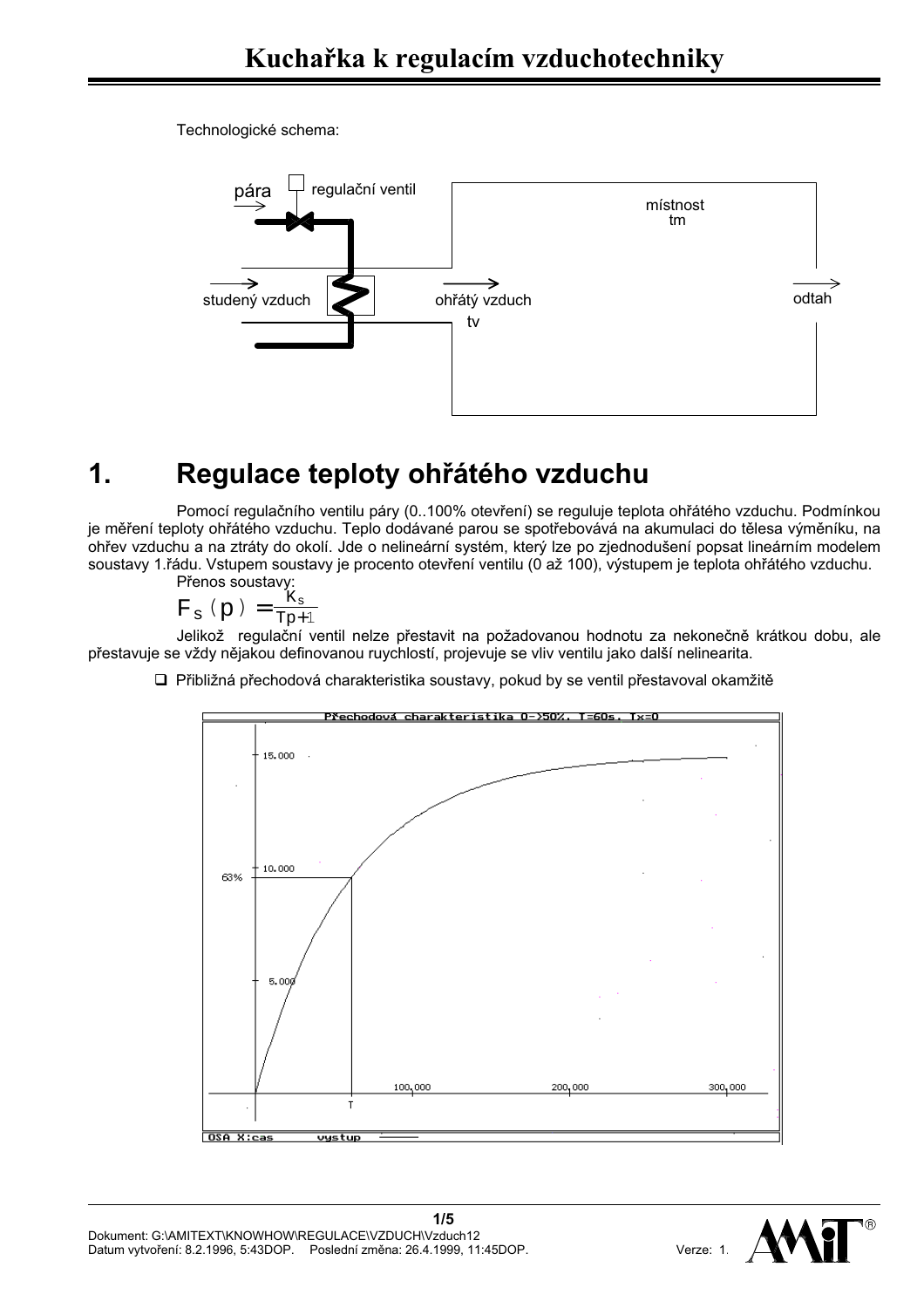# Kuchařka k regulacím vzduchotechniky

Technologické schema:

## 1. Regulace teploty ohřátého vzduchu

Pomocí regulačního ventilu páry (0..100% otevření) se reguluje teplota ohřátého vzduchu. Podmínkou je měření teploty ohřátého vzduchu. Teplo dodávané parou se spotřebovává na akumulaci do tělesa výměníku, na ohřev vzduchu a na ztráty do okolí. Jde o nelineární systém, který lze po zjednodušení popsat lineárním modelem soustavy 1.řádu. Vstupem soustavy je procento otevření ventilu (0 až 100), výstupem je teplota ohřátého vzduchu.

Přenos soustavy:

$$F_S(p) = \frac{K_S}{Tp+1}$$

Jelikož regulační ventil nelze přestavit na požadovanou hodnotu za nekonečně krátkou dobu, ale přestavuje se vždy nějakou definovanou ruychlostí, projevuje se vliv ventilu jako další nelinearita.

- Přibližná přechodová charakteristika soustavy, pokud by se ventil přestavoval okamžitě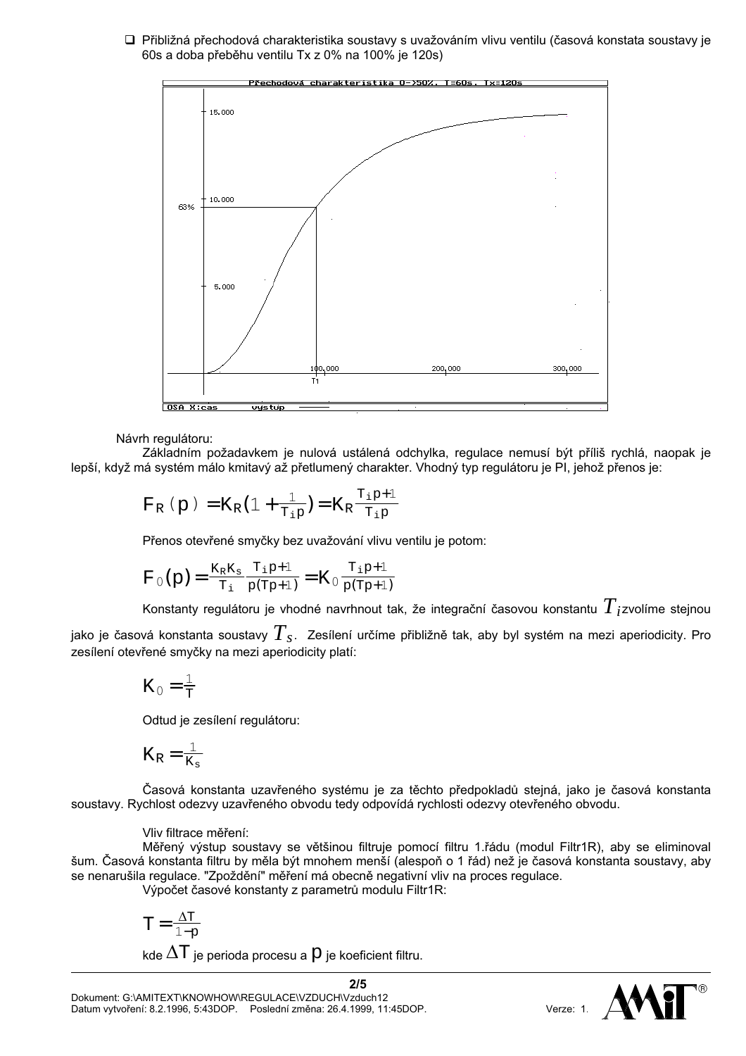- Přibližná přechodová charakteristika soustavy s uvažováním vlivu ventilu (časová konstata soustavy je 60s a doba přeběhu ventilu Tx z 0% na 100% je 120s)

Návrh regulátoru:

Základním požadavkem je nulová ustálená odchylka, regulace nemusí být příliš rychlá, naopak je lepší, když má systém málo kmitavý až přetlumený charakter. Vhodný typ regulátoru je PI, jehož přenos je:

$$F_R(p) = K_R\left(1 + \frac{1}{T_i p}\right) = K_R \frac{T_i p + 1}{T_i p}$$

Přenos otevřené smyčky bez uvažování vlivu ventilu je potom:

$$F_0(p) = \frac{K_R K_s}{T_i} \frac{T_i p + 1}{p(Tp+1)} = K_0 \frac{T_i p + 1}{p(Tp+1)}$$

Konstanty regulátoru je vhodné navrhnout tak, že integrační časovou konstantu $T_i$ zvolíme stejnou jako je časová konstanta soustavy $T_s$. Zesílení určíme přibližně tak, aby byl systém na mezi aperiodicity. Pro zesílení otevřené smyčky na mezi aperiodicity platí:

$$K_0 = \frac{1}{T}$$

Odtud je zesílení regulátoru:

$$K_R = \frac{1}{K_s}$$

Časová konstanta uzavřeného systému je za těchto předpokladů stejná, jako je časová konstanta soustavy. Rychlost odezvy uzavřeného obvodu tedy odpovídá rychlosti odezvy otevřeného obvodu.

Vliv filtrace měření:

Měřený výstup soustavy se většinou filtruje pomocí filtru 1.řádu (modul Filtr1R), aby se eliminoval šum. Časová konstanta filtru by měla být mnohem menší (alespoň o 1 řád) než je časová konstanta soustavy, aby se nenarušila regulace. "Zpoždění" měření má obecně negativní vliv na proces regulace.

Výpočet časové konstanty z parametrů modulu Filtr1R:

$$T = \frac{\Delta T}{1 - p}$$

kde $\Delta T$ je perioda procesu a $p$ je koeficient filtru.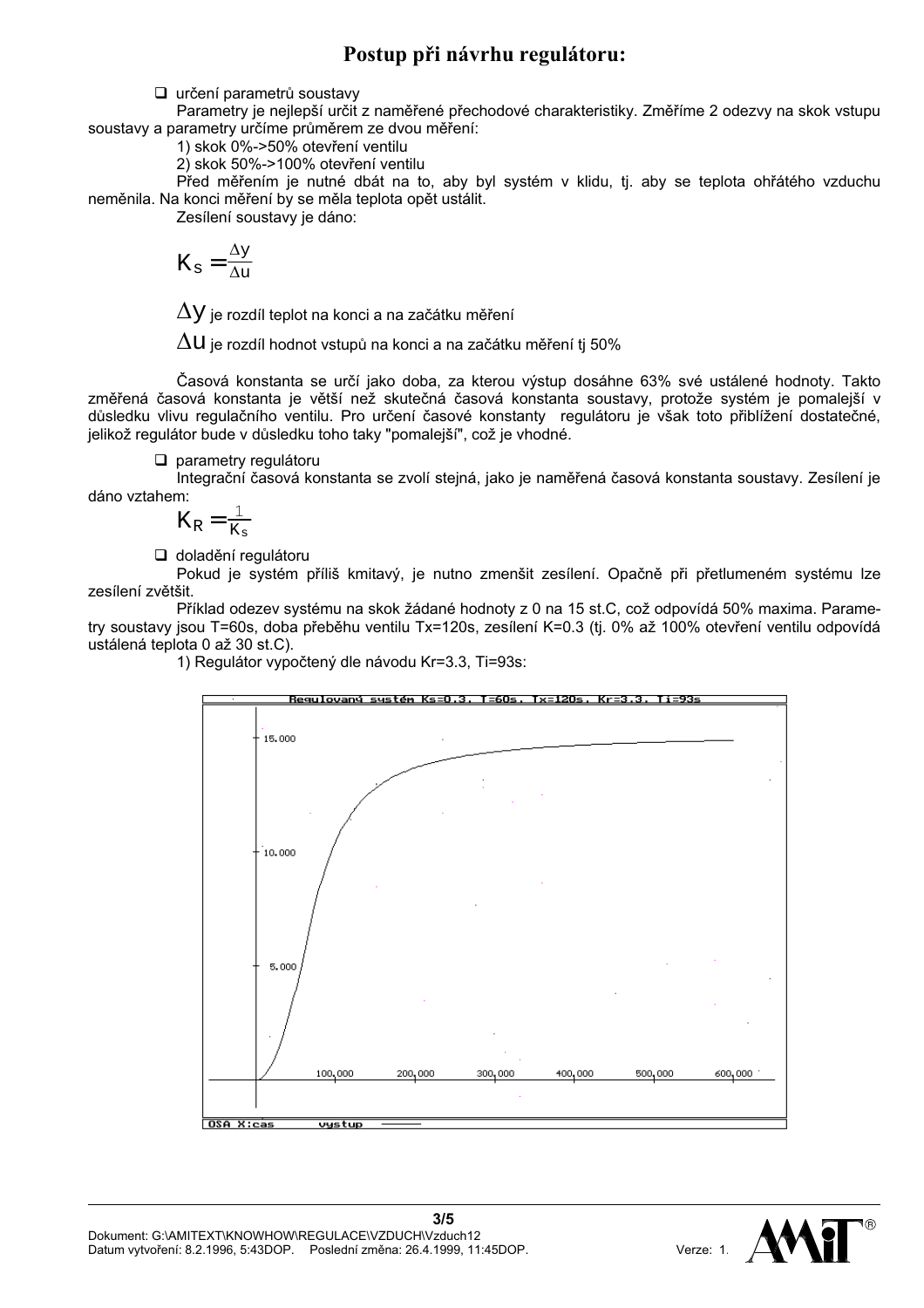# Postup při návrhu regulátoru:

- určení parametrů soustavy

Parametry je nejlepší určit z naměřené přechodové charakteristiky. Změříme 2 odezvy na skok vstupu soustavy a parametry určíme průměrem ze dvou měření:

1) skok 0%->50% otevření ventilu
2) skok 50%->100% otevření ventilu

Před měřením je nutné dbát na to, aby byl systém v klidu, tj. aby se teplota ohřátého vzduchu neměnila. Na konci měření by se měla teplota opět ustálit.

Zesílení soustavy je dáno:

$$K_S = \frac{\Delta y}{\Delta u}$$

$\Delta y$ je rozdíl teplot na konci a na začátku měření

$\Delta u$ je rozdíl hodnot vstupů na konci a na začátku měření tj 50%

Časová konstanta se určí jako doba, za kterou výstup dosáhne 63% své ustálené hodnoty. Takto změřená časová konstanta je větší než skutečná časová konstanta soustavy, protože systém je pomalejší v důsledku vlivu regulačního ventilu. Pro určení časové konstanty regulátoru je však toto přiblížení dostatečné, jelikož regulátor bude v důsledku toho taky "pomalejší", což je vhodné.

- parametry regulátoru

Integrační časová konstanta se zvolí stejná, jako je naměřená časová konstanta soustavy. Zesílení je dáno vztahem:

$$K_R = \frac{1}{K_s}$$

- doladění regulátoru

Pokud je systém příliš kmitavý, je nutno zmenšit zesílení. Opačně při přetlumeném systému lze zesílení zvětšit.

Příklad odezev systému na skok žádané hodnoty z 0 na 15 st.C, což odpovídá 50% maxima. Parametry soustavy jsou T=60s, doba přeběhu ventilu Tx=120s, zesílení K=0.3 (tj. 0% až 100% otevření ventilu odpovídá ustálená teplota 0 až 30 st.C).

1) Regulátor vypočtený dle návodu Kr=3.3, Ti=93s:

Regulovaný systém Ks=0.3, T=60s, Tx=120s, Kr=3.3, Ti=93s

OSA X:cas    vystup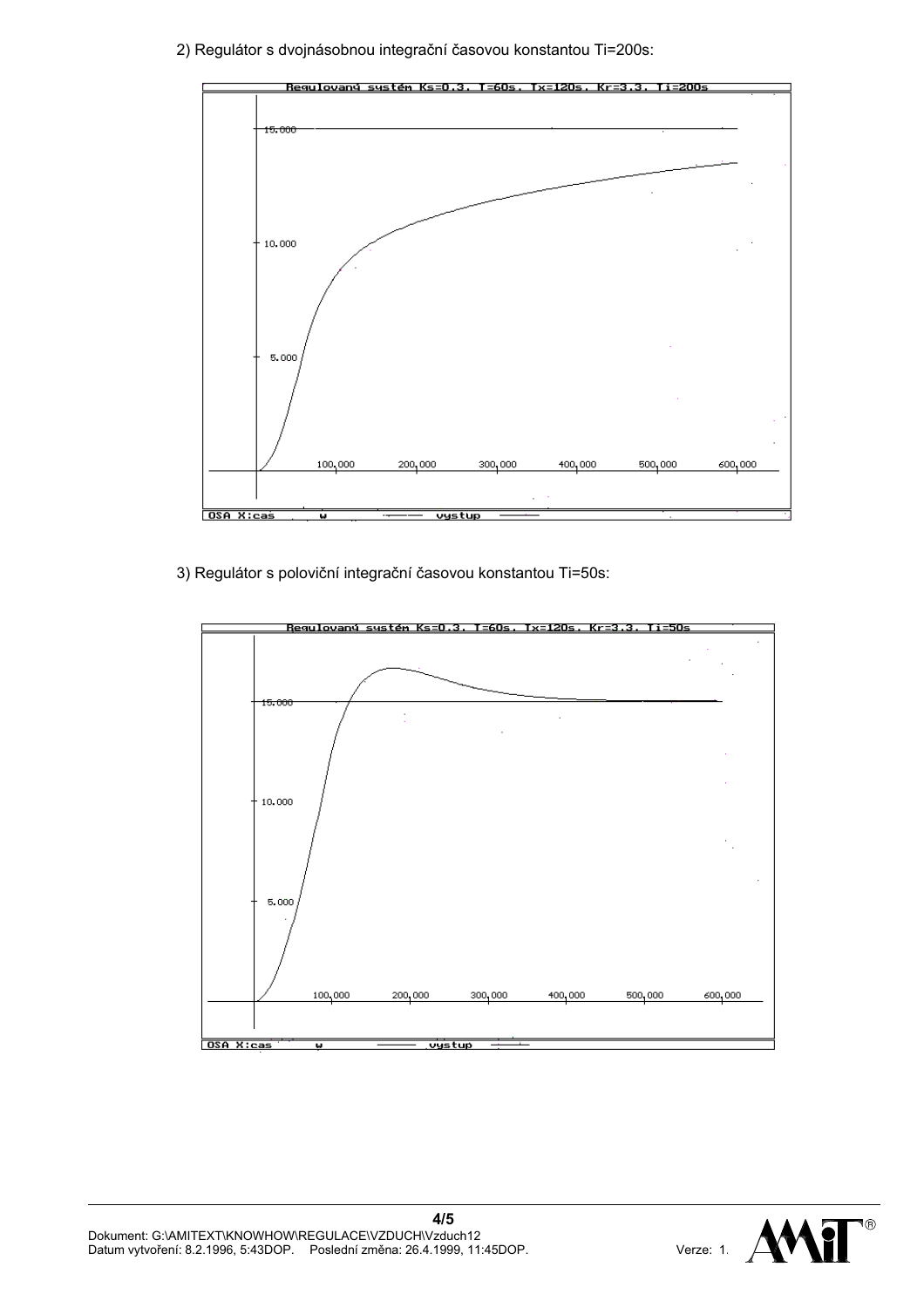2) Regulátor s dvojnásobnou integrační časovou konstantou Ti=200s:

Regulovaný systém Ks=0.3, T=60s, Tx=120s, Kr=3.3, Ti=200s

15.000

10.000

5.000

100,000 200,000 300,000 400,000 500,000 600,000

OSA X:cas w vystup

3) Regulátor s poloviční integrační časovou konstantou Ti=50s:

Regulovaný systém Ks=0.3, T=60s, Tx=120s, Kr=3.3, Ti=50s

15.000

10.000

5.000

100,000 200,000 300,000 400,000 500,000 600,000

OSA X:cas w vystup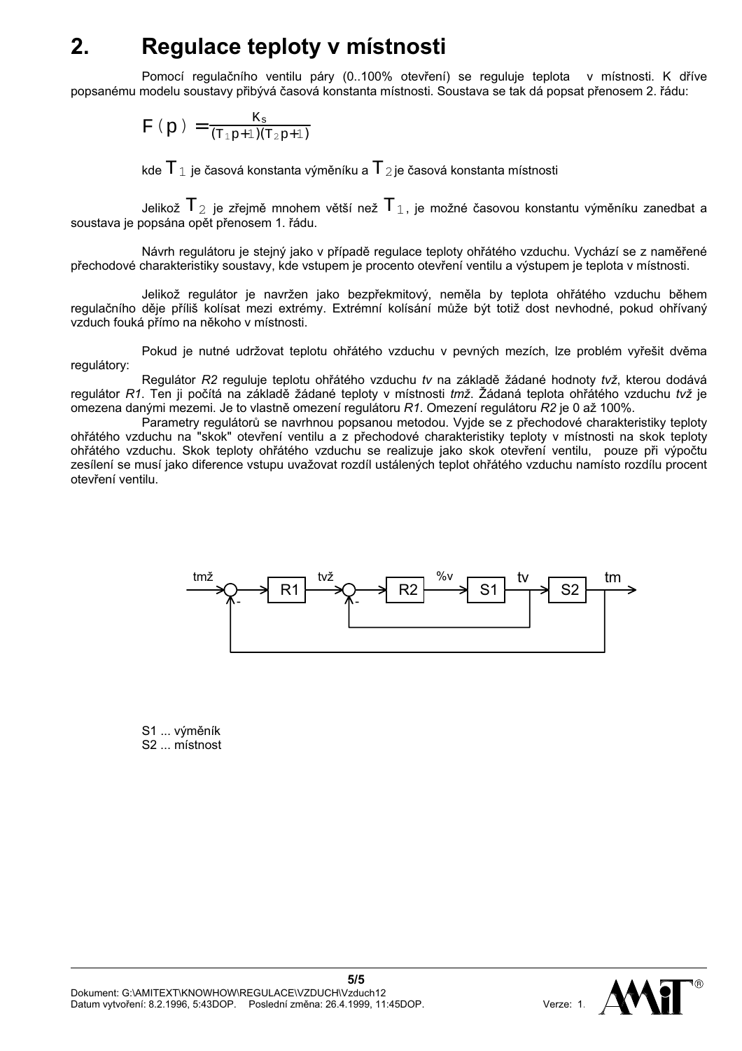# 2. Regulace teploty v místnosti

Pomocí regulačního ventilu páry (0..100% otevření) se reguluje teplota v místnosti. K dříve popsanému modelu soustavy přibývá časová konstanta místnosti. Soustava se tak dá popsat přenosem 2. řádu:

$$F(p) = \frac{K_s}{(T_1 p + 1)(T_2 p + 1)}$$

kde $T_1$ je časová konstanta výměníku a $T_2$ je časová konstanta místnosti

Jelikož $T_2$ je zřejmě mnohem větší než $T_1$, je možné časovou konstantu výměníku zanedbat a soustava je popsána opět přenosem 1. řádu.

Návrh regulátoru je stejný jako v případě regulace teploty ohřátého vzduchu. Vychází se z naměřené přechodové charakteristiky soustavy, kde vstupem je procento otevření ventilu a výstupem je teplota v místnosti.

Jelikož regulátor je navržen jako bezpřekmitový, neměla by teplota ohřátého vzduchu během regulačního děje příliš kolísat mezi extrémy. Extrémní kolísání může být totiž dost nevhodné, pokud ohřívaný vzduch fouká přímo na někoho v místnosti.

Pokud je nutné udržovat teplotu ohřátého vzduchu v pevných mezích, lze problém vyřešit dvěma regulátory:

Regulátor *R2* reguluje teplotu ohřátého vzduchu *tv* na základě žádané hodnoty *tvž*, kterou dodává regulátor *R1*. Ten ji počítá na základě žádané teploty v místnosti *tmž*. Žádaná teplota ohřátého vzduchu *tvž* je omezena danými mezemi. Je to vlastně omezení regulátoru *R1*. Omezení regulátoru *R2* je 0 až 100%.

Parametry regulátorů se navrhnou popsanou metodou. Vyjde se z přechodové charakteristiky teploty ohřátého vzduchu na "skok" otevření ventilu a z přechodové charakteristiky teploty v místnosti na skok teploty ohřátého vzduchu. Skok teploty ohřátého vzduchu se realizuje jako skok otevření ventilu, pouze při výpočtu zesílení se musí jako diference vstupu uvažovat rozdíl ustálených teplot ohřátého vzduchu namísto rozdílu procent otevření ventilu.

tmž, R1, tvž, R2, %v, S1, tv, S2, tm

S1 ... výměník
S2 ... místnost